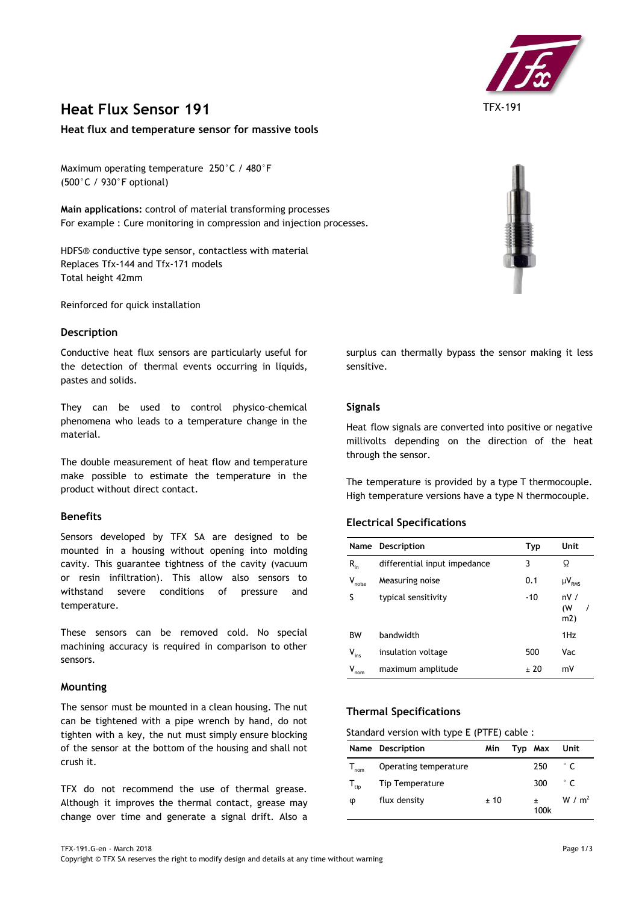TFX-191

# Heat Flux Sensor 191

**Heat flux and temperature sensor for massive tools**

Maximum operating temperature 250°C / 480°F
(500°C / 930°F optional)

**Main applications:** control of material transforming processes
For example : Cure monitoring in compression and injection processes.

HDFS® conductive type sensor, contactless with material
Replaces Tfx-144 and Tfx-171 models
Total height 42mm

Reinforced for quick installation

## Description

Conductive heat flux sensors are particularly useful for the detection of thermal events occurring in liquids, pastes and solids.

They can be used to control physico-chemical phenomena who leads to a temperature change in the material.

The double measurement of heat flow and temperature make possible to estimate the temperature in the product without direct contact.

## Benefits

Sensors developed by TFX SA are designed to be mounted in a housing without opening into molding cavity. This guarantee tightness of the cavity (vacuum or resin infiltration). This allow also sensors to withstand severe conditions of pressure and temperature.

These sensors can be removed cold. No special machining accuracy is required in comparison to other sensors.

## Mounting

The sensor must be mounted in a clean housing. The nut can be tightened with a pipe wrench by hand, do not tighten with a key, the nut must simply ensure blocking of the sensor at the bottom of the housing and shall not crush it.

TFX do not recommend the use of thermal grease. Although it improves the thermal contact, grease may change over time and generate a signal drift. Also a surplus can thermally bypass the sensor making it less sensitive.

## Signals

Heat flow signals are converted into positive or negative millivolts depending on the direction of the heat through the sensor.

The temperature is provided by a type T thermocouple. High temperature versions have a type N thermocouple.

## Electrical Specifications

| Name | Description | Typ | Unit |
|---|---|---|---|
| $R_{in}$ | differential input impedance | 3 | Ω |
| $V_{noise}$ | Measuring noise | 0.1 | $\mu V_{RMS}$ |
| S | typical sensitivity | -10 | nV / (W / m2) |
| BW | bandwidth | | 1Hz |
| $V_{ins}$ | insulation voltage | 500 | Vac |
| $V_{nom}$ | maximum amplitude | ± 20 | mV |

## Thermal Specifications

Standard version with type E (PTFE) cable :

| Name | Description | Min | Typ | Max | Unit |
|---|---|---|---|---|---|
| $T_{nom}$ | Operating temperature | | | 250 | °C |
| $T_{tip}$ | Tip Temperature | | | 300 | °C |
| φ | flux density | ± 10 | | ± 100k | W / m² |

TFX-191.G-en - March 2018

Copyright © TFX SA reserves the right to modify design and details at any time without warning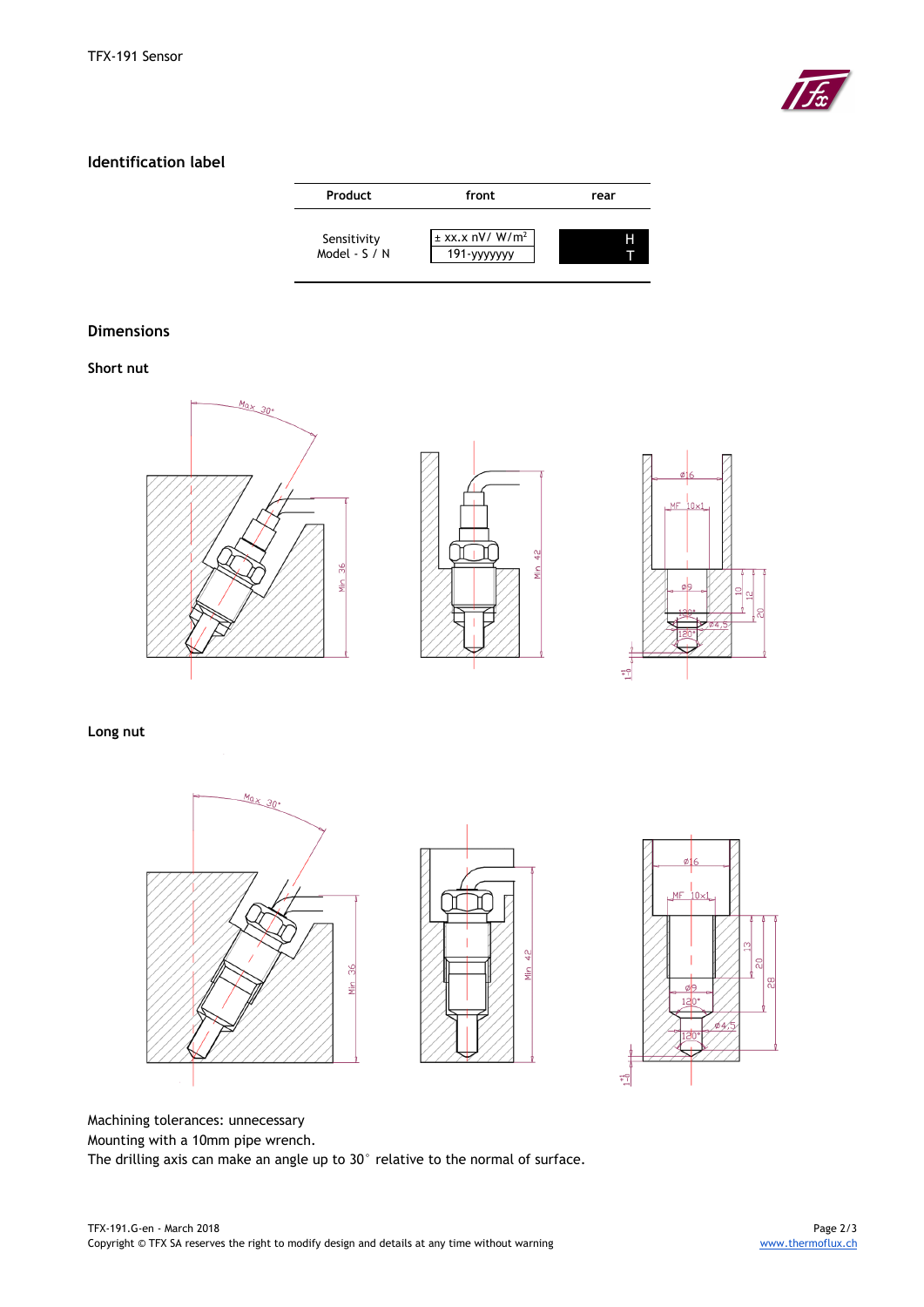## Identification label

| Product | front | rear |
|---|---|---|
| Sensitivity<br>Model - S / N | ± xx.x nV/ W/m²<br>191-yyyyyyy | H<br>T |

## Dimensions

### Short nut

### Long nut

Machining tolerances: unnecessary
Mounting with a 10mm pipe wrench.
The drilling axis can make an angle up to 30° relative to the normal of surface.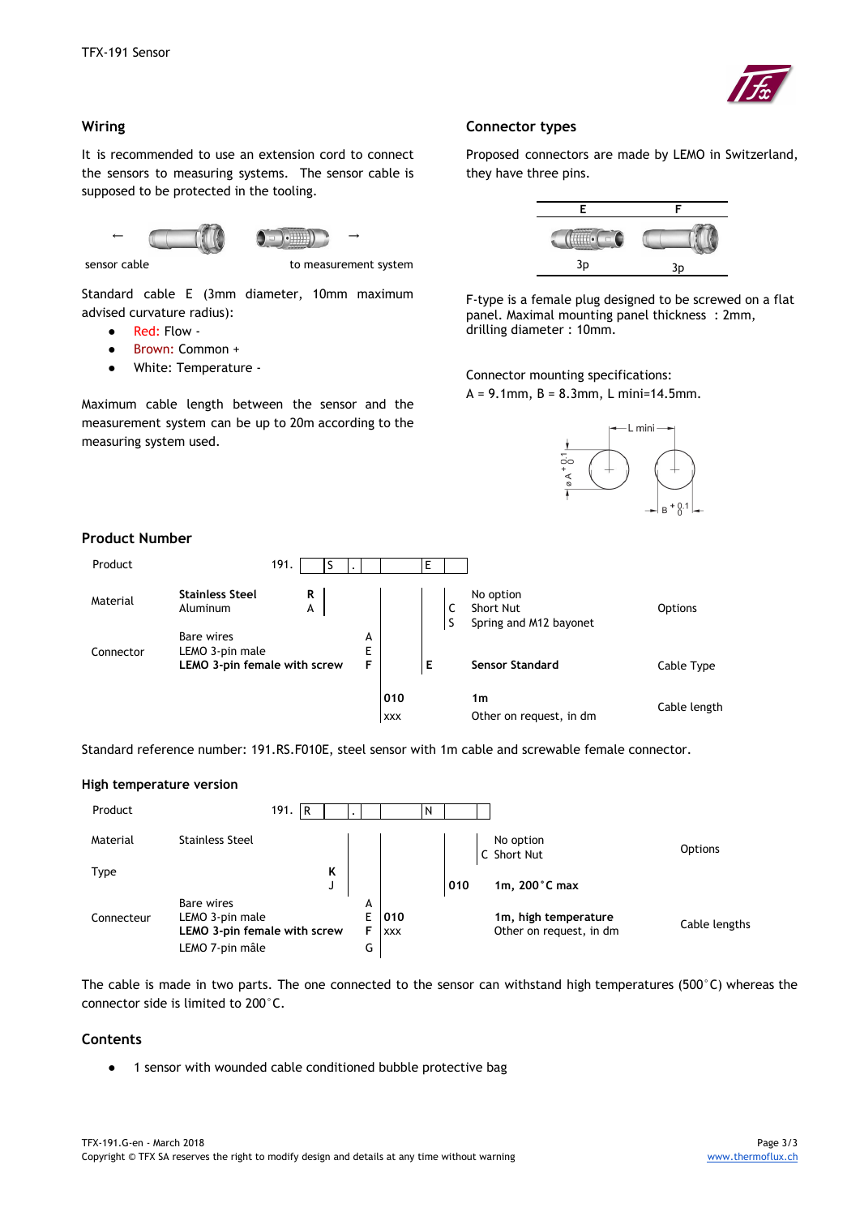## Wiring

It is recommended to use an extension cord to connect the sensors to measuring systems. The sensor cable is supposed to be protected in the tooling.

← sensor cable

to measurement system →

Standard cable E (3mm diameter, 10mm maximum advised curvature radius):

- Red: Flow -
- Brown: Common +
- White: Temperature -

Maximum cable length between the sensor and the measurement system can be up to 20m according to the measuring system used.

## Connector types

Proposed connectors are made by LEMO in Switzerland, they have three pins.

| E | F |
|---|---|
| 3p | 3p |

F-type is a female plug designed to be screwed on a flat panel. Maximal mounting panel thickness : 2mm, drilling diameter : 10mm.

Connector mounting specifications:
A = 9.1mm, B = 8.3mm, L mini=14.5mm.

L mini

ø A $^{+0.1}_{0}$

B $^{+0.1}_{0}$

## Product Number

Product: 191. [ ][S] . [ ][ ][E][ ]

| | | | |
|---|---|---|---|
| Material | **Stainless Steel** | **R** | |
| | Aluminum | A | |
| Connector | Bare wires | A | |
| | LEMO 3-pin male | E | |
| | **LEMO 3-pin female with screw** | **F** | |
| Cable length | **1m** | **010** | |
| | Other on request, in dm | xxx | |
| Cable Type | **Sensor Standard** | **E** | |
| Options | No option | | |
| | Short Nut | C | |
| | Spring and M12 bayonet | S | |

Standard reference number: 191.RS.F010E, steel sensor with 1m cable and screwable female connector.

### High temperature version

Product: 191. [R][ ] . [ ][ ][N][ ][ ]

| | | | |
|---|---|---|---|
| Material | Stainless Steel | R | |
| Type | | **K** | |
| | | J | |
| Connecteur | Bare wires | A | |
| | LEMO 3-pin male | E | |
| | **LEMO 3-pin female with screw** | **F** | |
| | LEMO 7-pin mâle | G | |
| Cable lengths | **1m, high temperature** | **010** | |
| | Other on request, in dm | xxx | |
| | **1m, 200°C max** | **010** | |
| Options | No option | | |
| | Short Nut | C | |

The cable is made in two parts. The one connected to the sensor can withstand high temperatures (500°C) whereas the connector side is limited to 200°C.

## Contents

- 1 sensor with wounded cable conditioned bubble protective bag

TFX-191.G-en - March 2018
Copyright © TFX SA reserves the right to modify design and details at any time without warning
www.thermoflux.ch